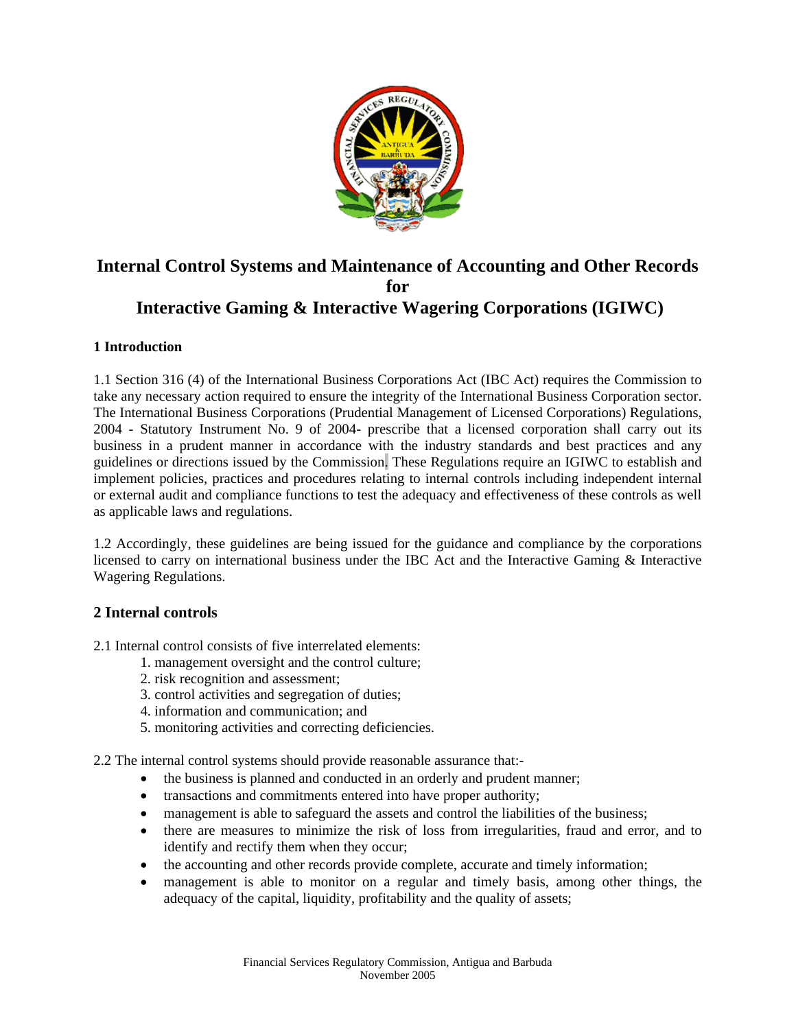# Internal Control Systems and Maintenance of Accounting and Other Records for Interactive Gaming & Interactive Wagering Corporations (IGIWC)

### 1 Introduction

1.1 Section 316 (4) of the International Business Corporations Act (IBC Act) requires the Commission to take any necessary action required to ensure the integrity of the International Business Corporation sector. The International Business Corporations (Prudential Management of Licensed Corporations) Regulations, 2004 - Statutory Instrument No. 9 of 2004- prescribe that a licensed corporation shall carry out its business in a prudent manner in accordance with the industry standards and best practices and any guidelines or directions issued by the Commission. These Regulations require an IGIWC to establish and implement policies, practices and procedures relating to internal controls including independent internal or external audit and compliance functions to test the adequacy and effectiveness of these controls as well as applicable laws and regulations.

1.2 Accordingly, these guidelines are being issued for the guidance and compliance by the corporations licensed to carry on international business under the IBC Act and the Interactive Gaming & Interactive Wagering Regulations.

## 2 Internal controls

2.1 Internal control consists of five interrelated elements:

1. management oversight and the control culture;
2. risk recognition and assessment;
3. control activities and segregation of duties;
4. information and communication; and
5. monitoring activities and correcting deficiencies.

2.2 The internal control systems should provide reasonable assurance that:-

- the business is planned and conducted in an orderly and prudent manner;
- transactions and commitments entered into have proper authority;
- management is able to safeguard the assets and control the liabilities of the business;
- there are measures to minimize the risk of loss from irregularities, fraud and error, and to identify and rectify them when they occur;
- the accounting and other records provide complete, accurate and timely information;
- management is able to monitor on a regular and timely basis, among other things, the adequacy of the capital, liquidity, profitability and the quality of assets;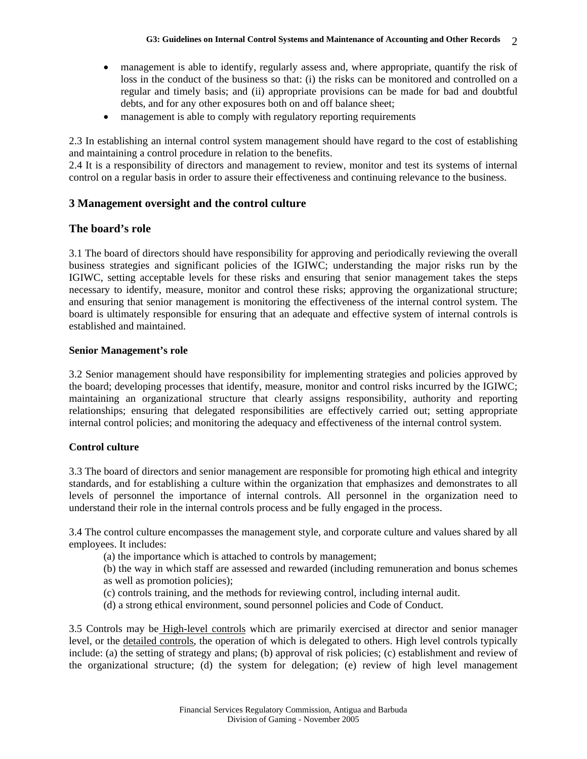- management is able to identify, regularly assess and, where appropriate, quantify the risk of loss in the conduct of the business so that: (i) the risks can be monitored and controlled on a regular and timely basis; and (ii) appropriate provisions can be made for bad and doubtful debts, and for any other exposures both on and off balance sheet;
- management is able to comply with regulatory reporting requirements

2.3 In establishing an internal control system management should have regard to the cost of establishing and maintaining a control procedure in relation to the benefits.
2.4 It is a responsibility of directors and management to review, monitor and test its systems of internal control on a regular basis in order to assure their effectiveness and continuing relevance to the business.

## 3 Management oversight and the control culture

## The board's role

3.1 The board of directors should have responsibility for approving and periodically reviewing the overall business strategies and significant policies of the IGIWC; understanding the major risks run by the IGIWC, setting acceptable levels for these risks and ensuring that senior management takes the steps necessary to identify, measure, monitor and control these risks; approving the organizational structure; and ensuring that senior management is monitoring the effectiveness of the internal control system. The board is ultimately responsible for ensuring that an adequate and effective system of internal controls is established and maintained.

**Senior Management's role**

3.2 Senior management should have responsibility for implementing strategies and policies approved by the board; developing processes that identify, measure, monitor and control risks incurred by the IGIWC; maintaining an organizational structure that clearly assigns responsibility, authority and reporting relationships; ensuring that delegated responsibilities are effectively carried out; setting appropriate internal control policies; and monitoring the adequacy and effectiveness of the internal control system.

**Control culture**

3.3 The board of directors and senior management are responsible for promoting high ethical and integrity standards, and for establishing a culture within the organization that emphasizes and demonstrates to all levels of personnel the importance of internal controls. All personnel in the organization need to understand their role in the internal controls process and be fully engaged in the process.

3.4 The control culture encompasses the management style, and corporate culture and values shared by all employees. It includes:

(a) the importance which is attached to controls by management;
(b) the way in which staff are assessed and rewarded (including remuneration and bonus schemes as well as promotion policies);
(c) controls training, and the methods for reviewing control, including internal audit.
(d) a strong ethical environment, sound personnel policies and Code of Conduct.

3.5 Controls may be High-level controls which are primarily exercised at director and senior manager level, or the detailed controls, the operation of which is delegated to others. High level controls typically include: (a) the setting of strategy and plans; (b) approval of risk policies; (c) establishment and review of the organizational structure; (d) the system for delegation; (e) review of high level management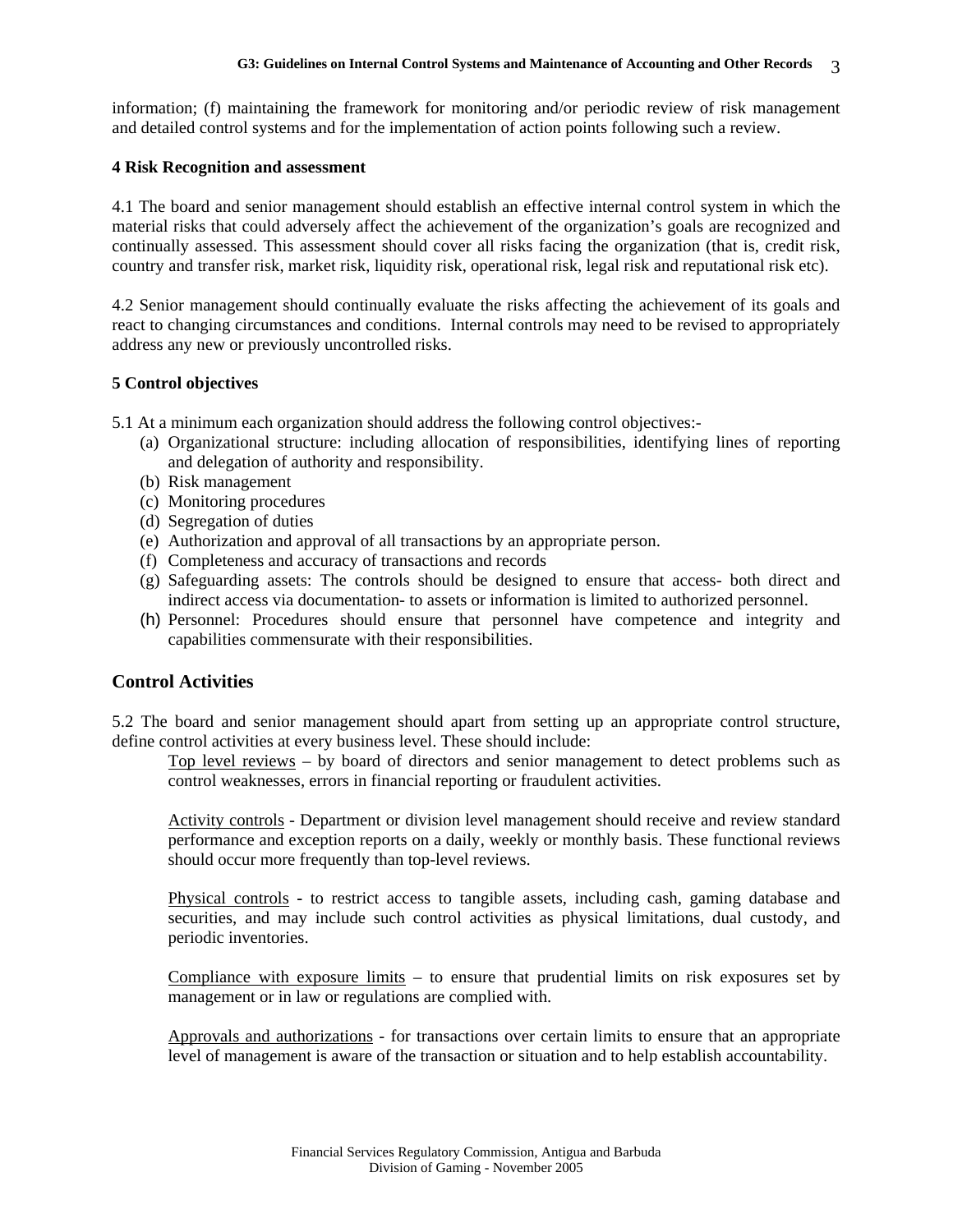information; (f) maintaining the framework for monitoring and/or periodic review of risk management and detailed control systems and for the implementation of action points following such a review.

### 4 Risk Recognition and assessment

4.1 The board and senior management should establish an effective internal control system in which the material risks that could adversely affect the achievement of the organization's goals are recognized and continually assessed. This assessment should cover all risks facing the organization (that is, credit risk, country and transfer risk, market risk, liquidity risk, operational risk, legal risk and reputational risk etc).

4.2 Senior management should continually evaluate the risks affecting the achievement of its goals and react to changing circumstances and conditions. Internal controls may need to be revised to appropriately address any new or previously uncontrolled risks.

### 5 Control objectives

5.1 At a minimum each organization should address the following control objectives:-

(a) Organizational structure: including allocation of responsibilities, identifying lines of reporting and delegation of authority and responsibility.
(b) Risk management
(c) Monitoring procedures
(d) Segregation of duties
(e) Authorization and approval of all transactions by an appropriate person.
(f) Completeness and accuracy of transactions and records
(g) Safeguarding assets: The controls should be designed to ensure that access- both direct and indirect access via documentation- to assets or information is limited to authorized personnel.
(h) Personnel: Procedures should ensure that personnel have competence and integrity and capabilities commensurate with their responsibilities.

## Control Activities

5.2 The board and senior management should apart from setting up an appropriate control structure, define control activities at every business level. These should include:

Top level reviews – by board of directors and senior management to detect problems such as control weaknesses, errors in financial reporting or fraudulent activities.

Activity controls - Department or division level management should receive and review standard performance and exception reports on a daily, weekly or monthly basis. These functional reviews should occur more frequently than top-level reviews.

Physical controls - to restrict access to tangible assets, including cash, gaming database and securities, and may include such control activities as physical limitations, dual custody, and periodic inventories.

Compliance with exposure limits – to ensure that prudential limits on risk exposures set by management or in law or regulations are complied with.

Approvals and authorizations - for transactions over certain limits to ensure that an appropriate level of management is aware of the transaction or situation and to help establish accountability.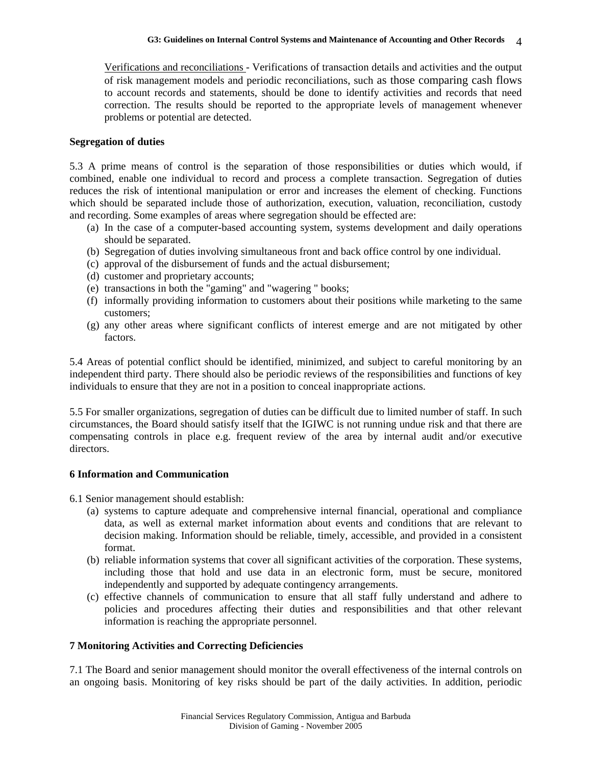Verifications and reconciliations - Verifications of transaction details and activities and the output of risk management models and periodic reconciliations, such as those comparing cash flows to account records and statements, should be done to identify activities and records that need correction. The results should be reported to the appropriate levels of management whenever problems or potential are detected.

**Segregation of duties**

5.3 A prime means of control is the separation of those responsibilities or duties which would, if combined, enable one individual to record and process a complete transaction. Segregation of duties reduces the risk of intentional manipulation or error and increases the element of checking. Functions which should be separated include those of authorization, execution, valuation, reconciliation, custody and recording. Some examples of areas where segregation should be effected are:

(a) In the case of a computer-based accounting system, systems development and daily operations should be separated.
(b) Segregation of duties involving simultaneous front and back office control by one individual.
(c) approval of the disbursement of funds and the actual disbursement;
(d) customer and proprietary accounts;
(e) transactions in both the "gaming" and "wagering " books;
(f) informally providing information to customers about their positions while marketing to the same customers;
(g) any other areas where significant conflicts of interest emerge and are not mitigated by other factors.

5.4 Areas of potential conflict should be identified, minimized, and subject to careful monitoring by an independent third party. There should also be periodic reviews of the responsibilities and functions of key individuals to ensure that they are not in a position to conceal inappropriate actions.

5.5 For smaller organizations, segregation of duties can be difficult due to limited number of staff. In such circumstances, the Board should satisfy itself that the IGIWC is not running undue risk and that there are compensating controls in place e.g. frequent review of the area by internal audit and/or executive directors.

## 6 Information and Communication

6.1 Senior management should establish:

(a) systems to capture adequate and comprehensive internal financial, operational and compliance data, as well as external market information about events and conditions that are relevant to decision making. Information should be reliable, timely, accessible, and provided in a consistent format.
(b) reliable information systems that cover all significant activities of the corporation. These systems, including those that hold and use data in an electronic form, must be secure, monitored independently and supported by adequate contingency arrangements.
(c) effective channels of communication to ensure that all staff fully understand and adhere to policies and procedures affecting their duties and responsibilities and that other relevant information is reaching the appropriate personnel.

## 7 Monitoring Activities and Correcting Deficiencies

7.1 The Board and senior management should monitor the overall effectiveness of the internal controls on an ongoing basis. Monitoring of key risks should be part of the daily activities. In addition, periodic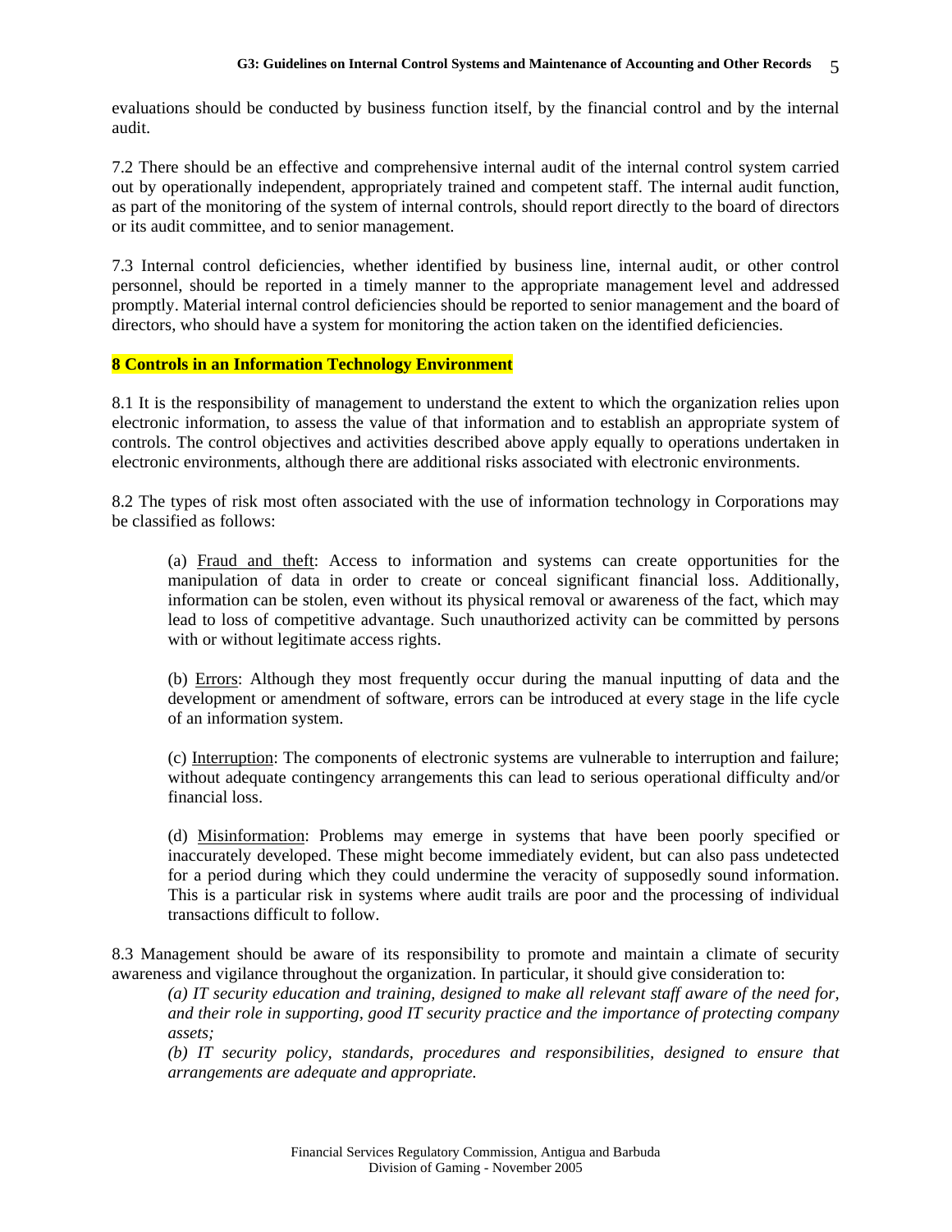evaluations should be conducted by business function itself, by the financial control and by the internal audit.

7.2 There should be an effective and comprehensive internal audit of the internal control system carried out by operationally independent, appropriately trained and competent staff. The internal audit function, as part of the monitoring of the system of internal controls, should report directly to the board of directors or its audit committee, and to senior management.

7.3 Internal control deficiencies, whether identified by business line, internal audit, or other control personnel, should be reported in a timely manner to the appropriate management level and addressed promptly. Material internal control deficiencies should be reported to senior management and the board of directors, who should have a system for monitoring the action taken on the identified deficiencies.

## 8 Controls in an Information Technology Environment

8.1 It is the responsibility of management to understand the extent to which the organization relies upon electronic information, to assess the value of that information and to establish an appropriate system of controls. The control objectives and activities described above apply equally to operations undertaken in electronic environments, although there are additional risks associated with electronic environments.

8.2 The types of risk most often associated with the use of information technology in Corporations may be classified as follows:

> (a) Fraud and theft: Access to information and systems can create opportunities for the manipulation of data in order to create or conceal significant financial loss. Additionally, information can be stolen, even without its physical removal or awareness of the fact, which may lead to loss of competitive advantage. Such unauthorized activity can be committed by persons with or without legitimate access rights.
>
> (b) Errors: Although they most frequently occur during the manual inputting of data and the development or amendment of software, errors can be introduced at every stage in the life cycle of an information system.
>
> (c) Interruption: The components of electronic systems are vulnerable to interruption and failure; without adequate contingency arrangements this can lead to serious operational difficulty and/or financial loss.
>
> (d) Misinformation: Problems may emerge in systems that have been poorly specified or inaccurately developed. These might become immediately evident, but can also pass undetected for a period during which they could undermine the veracity of supposedly sound information. This is a particular risk in systems where audit trails are poor and the processing of individual transactions difficult to follow.

8.3 Management should be aware of its responsibility to promote and maintain a climate of security awareness and vigilance throughout the organization. In particular, it should give consideration to:

> *(a) IT security education and training, designed to make all relevant staff aware of the need for, and their role in supporting, good IT security practice and the importance of protecting company assets;*
>
> *(b) IT security policy, standards, procedures and responsibilities, designed to ensure that arrangements are adequate and appropriate.*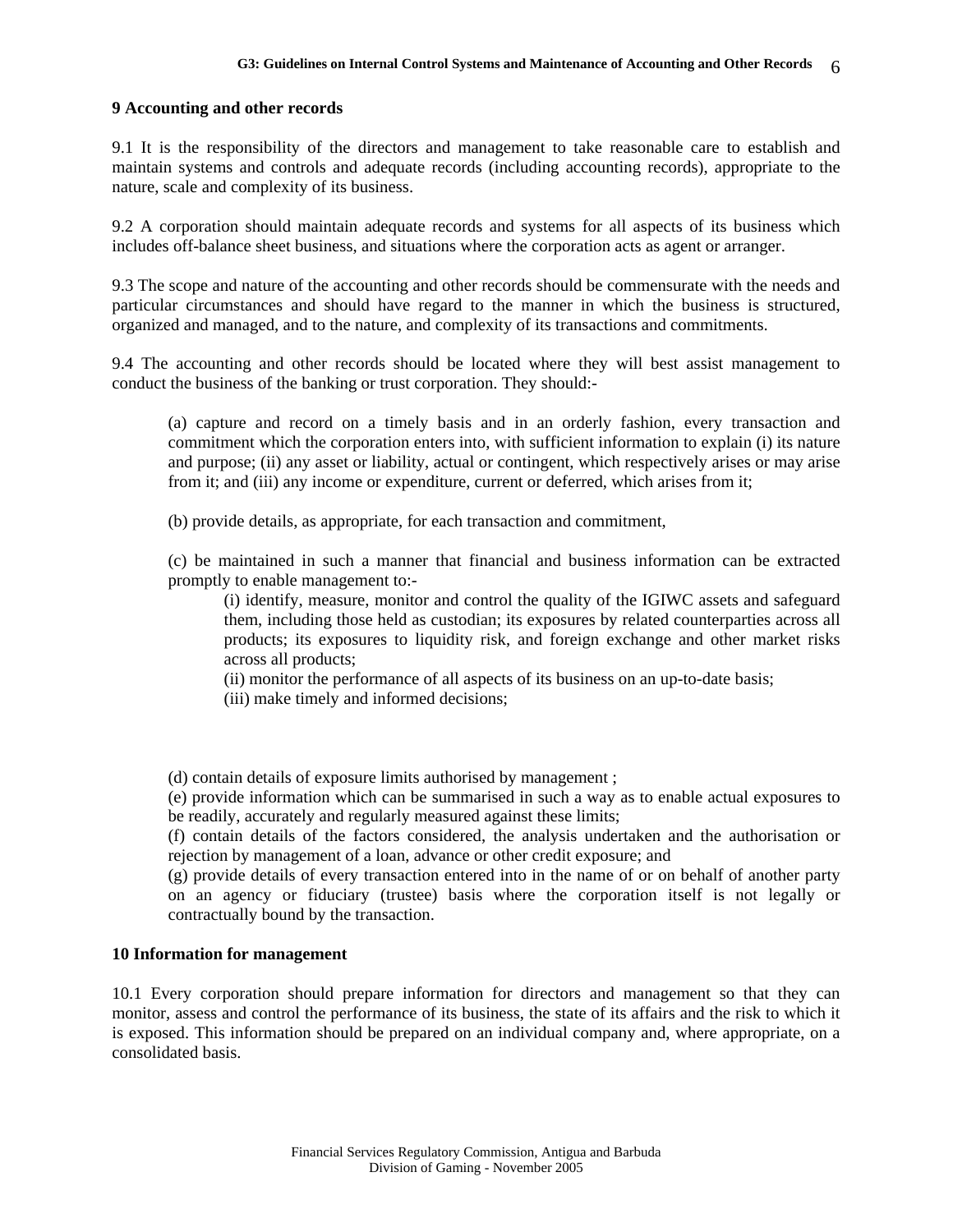## 9 Accounting and other records

9.1 It is the responsibility of the directors and management to take reasonable care to establish and maintain systems and controls and adequate records (including accounting records), appropriate to the nature, scale and complexity of its business.

9.2 A corporation should maintain adequate records and systems for all aspects of its business which includes off-balance sheet business, and situations where the corporation acts as agent or arranger.

9.3 The scope and nature of the accounting and other records should be commensurate with the needs and particular circumstances and should have regard to the manner in which the business is structured, organized and managed, and to the nature, and complexity of its transactions and commitments.

9.4 The accounting and other records should be located where they will best assist management to conduct the business of the banking or trust corporation. They should:-

(a) capture and record on a timely basis and in an orderly fashion, every transaction and commitment which the corporation enters into, with sufficient information to explain (i) its nature and purpose; (ii) any asset or liability, actual or contingent, which respectively arises or may arise from it; and (iii) any income or expenditure, current or deferred, which arises from it;

(b) provide details, as appropriate, for each transaction and commitment,

(c) be maintained in such a manner that financial and business information can be extracted promptly to enable management to:-

- (i) identify, measure, monitor and control the quality of the IGIWC assets and safeguard them, including those held as custodian; its exposures by related counterparties across all products; its exposures to liquidity risk, and foreign exchange and other market risks across all products;
- (ii) monitor the performance of all aspects of its business on an up-to-date basis;
- (iii) make timely and informed decisions;

(d) contain details of exposure limits authorised by management ;

(e) provide information which can be summarised in such a way as to enable actual exposures to be readily, accurately and regularly measured against these limits;

(f) contain details of the factors considered, the analysis undertaken and the authorisation or rejection by management of a loan, advance or other credit exposure; and

(g) provide details of every transaction entered into in the name of or on behalf of another party on an agency or fiduciary (trustee) basis where the corporation itself is not legally or contractually bound by the transaction.

## 10 Information for management

10.1 Every corporation should prepare information for directors and management so that they can monitor, assess and control the performance of its business, the state of its affairs and the risk to which it is exposed. This information should be prepared on an individual company and, where appropriate, on a consolidated basis.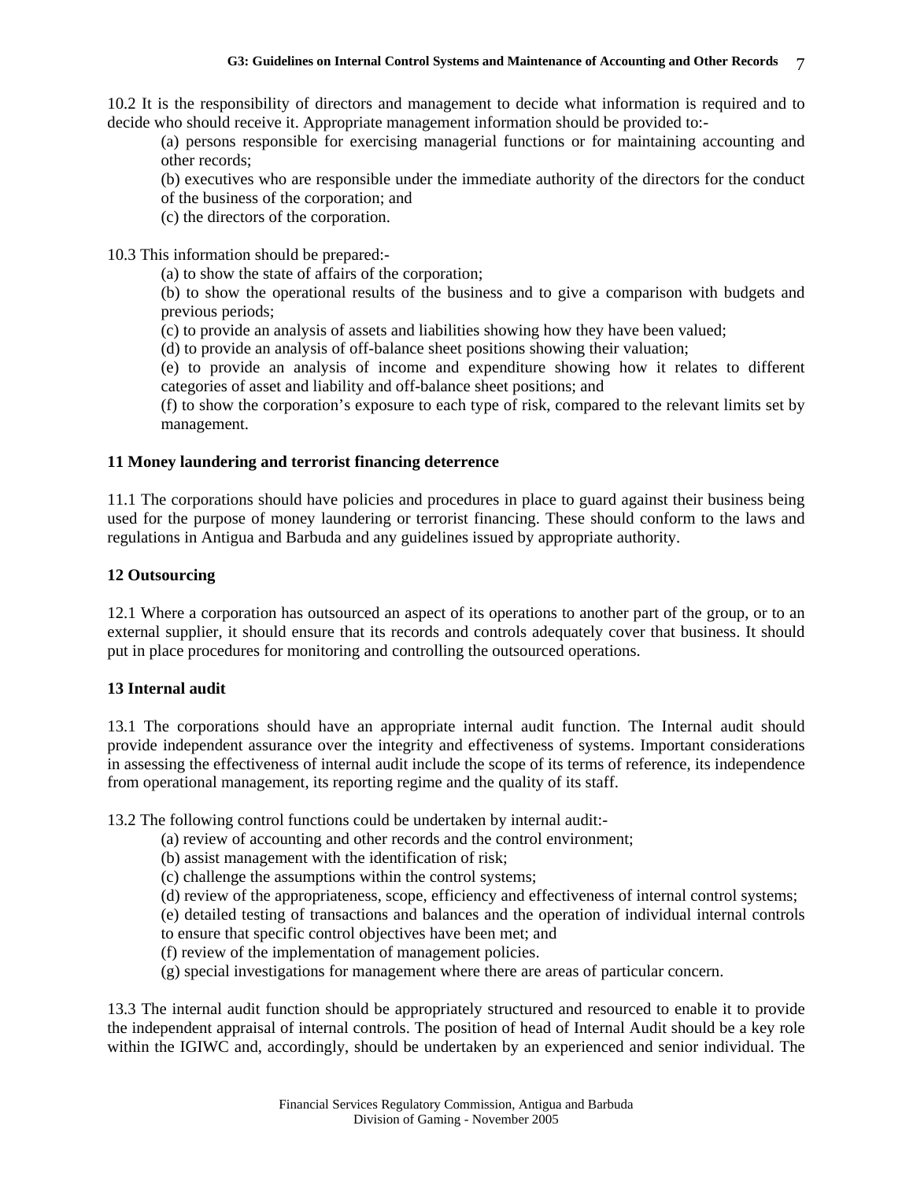10.2 It is the responsibility of directors and management to decide what information is required and to decide who should receive it. Appropriate management information should be provided to:-

(a) persons responsible for exercising managerial functions or for maintaining accounting and other records;

(b) executives who are responsible under the immediate authority of the directors for the conduct of the business of the corporation; and

(c) the directors of the corporation.

10.3 This information should be prepared:-

(a) to show the state of affairs of the corporation;

(b) to show the operational results of the business and to give a comparison with budgets and previous periods;

(c) to provide an analysis of assets and liabilities showing how they have been valued;

(d) to provide an analysis of off-balance sheet positions showing their valuation;

(e) to provide an analysis of income and expenditure showing how it relates to different categories of asset and liability and off-balance sheet positions; and

(f) to show the corporation's exposure to each type of risk, compared to the relevant limits set by management.

## 11 Money laundering and terrorist financing deterrence

11.1 The corporations should have policies and procedures in place to guard against their business being used for the purpose of money laundering or terrorist financing. These should conform to the laws and regulations in Antigua and Barbuda and any guidelines issued by appropriate authority.

## 12 Outsourcing

12.1 Where a corporation has outsourced an aspect of its operations to another part of the group, or to an external supplier, it should ensure that its records and controls adequately cover that business. It should put in place procedures for monitoring and controlling the outsourced operations.

## 13 Internal audit

13.1 The corporations should have an appropriate internal audit function. The Internal audit should provide independent assurance over the integrity and effectiveness of systems. Important considerations in assessing the effectiveness of internal audit include the scope of its terms of reference, its independence from operational management, its reporting regime and the quality of its staff.

13.2 The following control functions could be undertaken by internal audit:-

(a) review of accounting and other records and the control environment;

(b) assist management with the identification of risk;

(c) challenge the assumptions within the control systems;

(d) review of the appropriateness, scope, efficiency and effectiveness of internal control systems;

(e) detailed testing of transactions and balances and the operation of individual internal controls to ensure that specific control objectives have been met; and

(f) review of the implementation of management policies.

(g) special investigations for management where there are areas of particular concern.

13.3 The internal audit function should be appropriately structured and resourced to enable it to provide the independent appraisal of internal controls. The position of head of Internal Audit should be a key role within the IGIWC and, accordingly, should be undertaken by an experienced and senior individual. The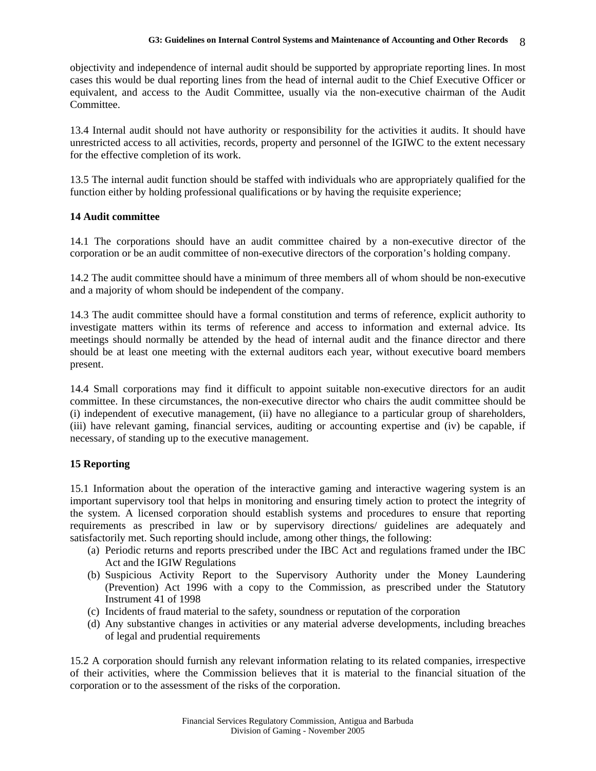objectivity and independence of internal audit should be supported by appropriate reporting lines. In most cases this would be dual reporting lines from the head of internal audit to the Chief Executive Officer or equivalent, and access to the Audit Committee, usually via the non-executive chairman of the Audit Committee.

13.4 Internal audit should not have authority or responsibility for the activities it audits. It should have unrestricted access to all activities, records, property and personnel of the IGIWC to the extent necessary for the effective completion of its work.

13.5 The internal audit function should be staffed with individuals who are appropriately qualified for the function either by holding professional qualifications or by having the requisite experience;

**14 Audit committee**

14.1 The corporations should have an audit committee chaired by a non-executive director of the corporation or be an audit committee of non-executive directors of the corporation's holding company.

14.2 The audit committee should have a minimum of three members all of whom should be non-executive and a majority of whom should be independent of the company.

14.3 The audit committee should have a formal constitution and terms of reference, explicit authority to investigate matters within its terms of reference and access to information and external advice. Its meetings should normally be attended by the head of internal audit and the finance director and there should be at least one meeting with the external auditors each year, without executive board members present.

14.4 Small corporations may find it difficult to appoint suitable non-executive directors for an audit committee. In these circumstances, the non-executive director who chairs the audit committee should be (i) independent of executive management, (ii) have no allegiance to a particular group of shareholders, (iii) have relevant gaming, financial services, auditing or accounting expertise and (iv) be capable, if necessary, of standing up to the executive management.

**15 Reporting**

15.1 Information about the operation of the interactive gaming and interactive wagering system is an important supervisory tool that helps in monitoring and ensuring timely action to protect the integrity of the system. A licensed corporation should establish systems and procedures to ensure that reporting requirements as prescribed in law or by supervisory directions/ guidelines are adequately and satisfactorily met. Such reporting should include, among other things, the following:

(a) Periodic returns and reports prescribed under the IBC Act and regulations framed under the IBC Act and the IGIW Regulations
(b) Suspicious Activity Report to the Supervisory Authority under the Money Laundering (Prevention) Act 1996 with a copy to the Commission, as prescribed under the Statutory Instrument 41 of 1998
(c) Incidents of fraud material to the safety, soundness or reputation of the corporation
(d) Any substantive changes in activities or any material adverse developments, including breaches of legal and prudential requirements

15.2 A corporation should furnish any relevant information relating to its related companies, irrespective of their activities, where the Commission believes that it is material to the financial situation of the corporation or to the assessment of the risks of the corporation.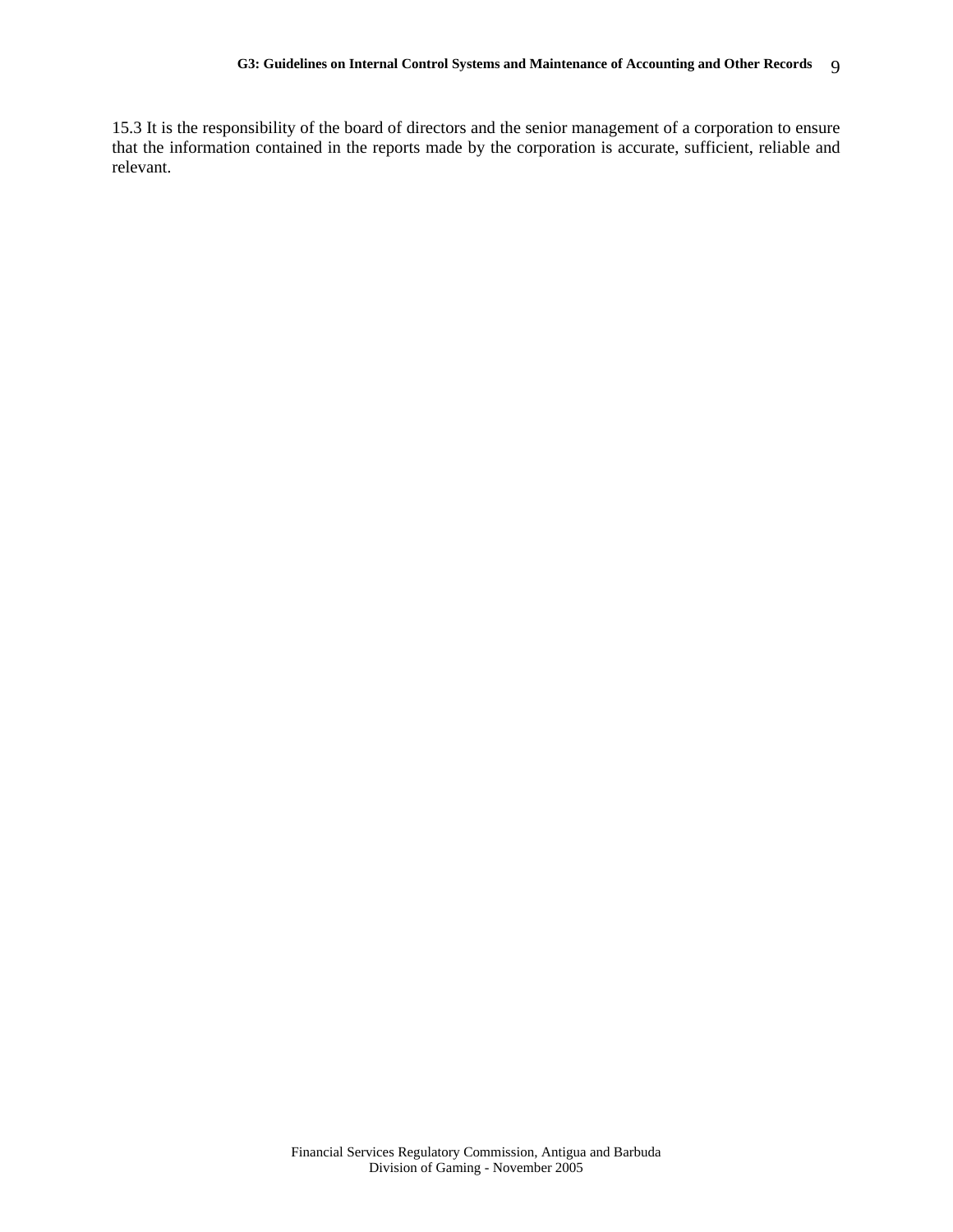15.3 It is the responsibility of the board of directors and the senior management of a corporation to ensure that the information contained in the reports made by the corporation is accurate, sufficient, reliable and relevant.